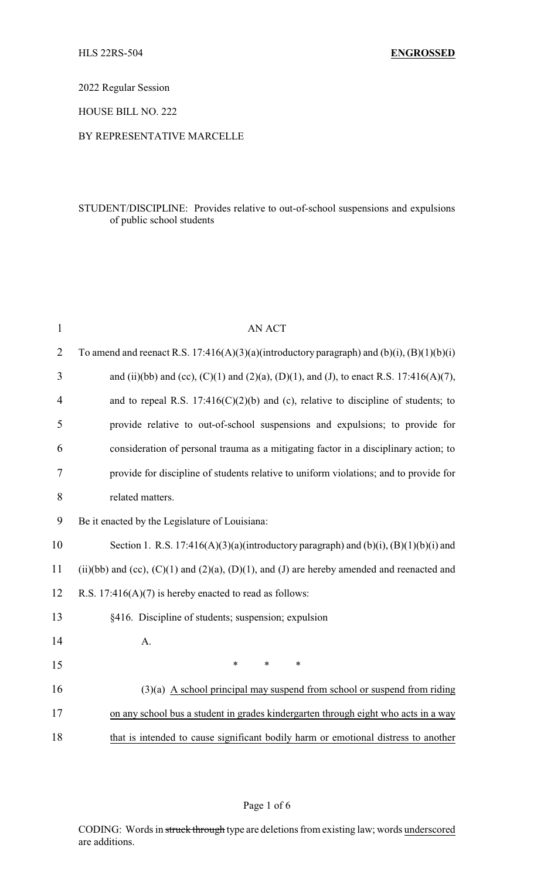2022 Regular Session

HOUSE BILL NO. 222

BY REPRESENTATIVE MARCELLE

STUDENT/DISCIPLINE: Provides relative to out-of-school suspensions and expulsions of public school students

AN ACT

To amend and reenact R.S. 17:416(A)(3)(a)(introductory paragraph) and (b)(i), (B)(1)(b)(i) and (ii)(bb) and (cc), (C)(1) and (2)(a), (D)(1), and (J), to enact R.S. 17:416(A)(7), and to repeal R.S. 17:416(C)(2)(b) and (c), relative to discipline of students; to provide relative to out-of-school suspensions and expulsions; to provide for consideration of personal trauma as a mitigating factor in a disciplinary action; to provide for discipline of students relative to uniform violations; and to provide for related matters.

Be it enacted by the Legislature of Louisiana:

Section 1. R.S. 17:416(A)(3)(a)(introductory paragraph) and (b)(i), (B)(1)(b)(i) and (ii)(bb) and (cc), (C)(1) and (2)(a), (D)(1), and (J) are hereby amended and reenacted and R.S. 17:416(A)(7) is hereby enacted to read as follows:

§416. Discipline of students; suspension; expulsion

A.

\* \* \*

(3)(a) <u>A school principal may suspend from school or suspend from riding on any school bus a student in grades kindergarten through eight who acts in a way that is intended to cause significant bodily harm or emotional distress to another</u>

CODING: Words in ~~struck through~~ type are deletions from existing law; words <u>underscored</u> are additions.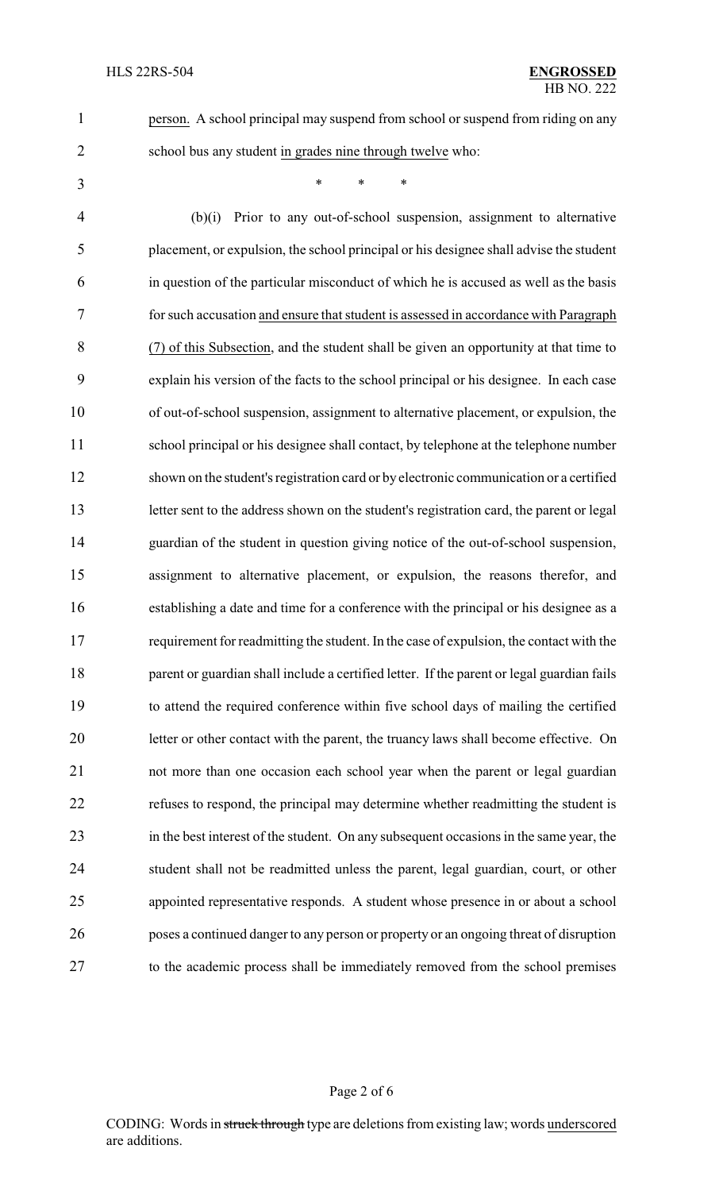person. A school principal may suspend from school or suspend from riding on any school bus any student in grades nine through twelve who:

\* \* \*

(b)(i) Prior to any out-of-school suspension, assignment to alternative placement, or expulsion, the school principal or his designee shall advise the student in question of the particular misconduct of which he is accused as well as the basis for such accusation and ensure that student is assessed in accordance with Paragraph (7) of this Subsection, and the student shall be given an opportunity at that time to explain his version of the facts to the school principal or his designee. In each case of out-of-school suspension, assignment to alternative placement, or expulsion, the school principal or his designee shall contact, by telephone at the telephone number shown on the student's registration card or by electronic communication or a certified letter sent to the address shown on the student's registration card, the parent or legal guardian of the student in question giving notice of the out-of-school suspension, assignment to alternative placement, or expulsion, the reasons therefor, and establishing a date and time for a conference with the principal or his designee as a requirement for readmitting the student. In the case of expulsion, the contact with the parent or guardian shall include a certified letter. If the parent or legal guardian fails to attend the required conference within five school days of mailing the certified letter or other contact with the parent, the truancy laws shall become effective. On not more than one occasion each school year when the parent or legal guardian refuses to respond, the principal may determine whether readmitting the student is in the best interest of the student. On any subsequent occasions in the same year, the student shall not be readmitted unless the parent, legal guardian, court, or other appointed representative responds. A student whose presence in or about a school poses a continued danger to any person or property or an ongoing threat of disruption to the academic process shall be immediately removed from the school premises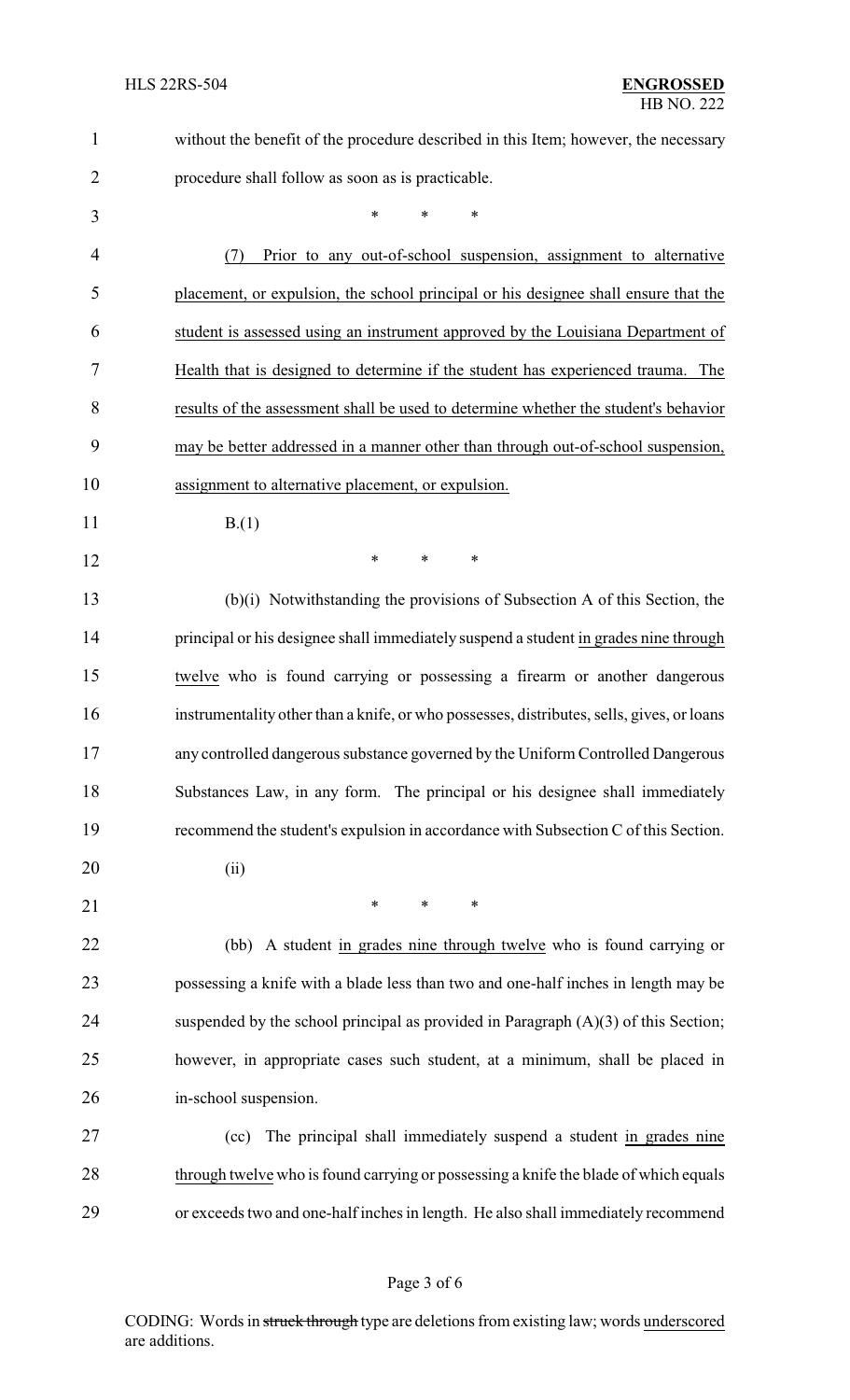without the benefit of the procedure described in this Item; however, the necessary procedure shall follow as soon as is practicable.

\* \* \*

(7) Prior to any out-of-school suspension, assignment to alternative placement, or expulsion, the school principal or his designee shall ensure that the student is assessed using an instrument approved by the Louisiana Department of Health that is designed to determine if the student has experienced trauma. The results of the assessment shall be used to determine whether the student's behavior may be better addressed in a manner other than through out-of-school suspension, assignment to alternative placement, or expulsion.

B.(1)

\* \* \*

(b)(i) Notwithstanding the provisions of Subsection A of this Section, the principal or his designee shall immediately suspend a student in grades nine through twelve who is found carrying or possessing a firearm or another dangerous instrumentality other than a knife, or who possesses, distributes, sells, gives, or loans any controlled dangerous substance governed by the Uniform Controlled Dangerous Substances Law, in any form. The principal or his designee shall immediately recommend the student's expulsion in accordance with Subsection C of this Section.

(ii)

\* \* \*

(bb) A student in grades nine through twelve who is found carrying or possessing a knife with a blade less than two and one-half inches in length may be suspended by the school principal as provided in Paragraph (A)(3) of this Section; however, in appropriate cases such student, at a minimum, shall be placed in in-school suspension.

(cc) The principal shall immediately suspend a student in grades nine through twelve who is found carrying or possessing a knife the blade of which equals or exceeds two and one-half inches in length. He also shall immediately recommend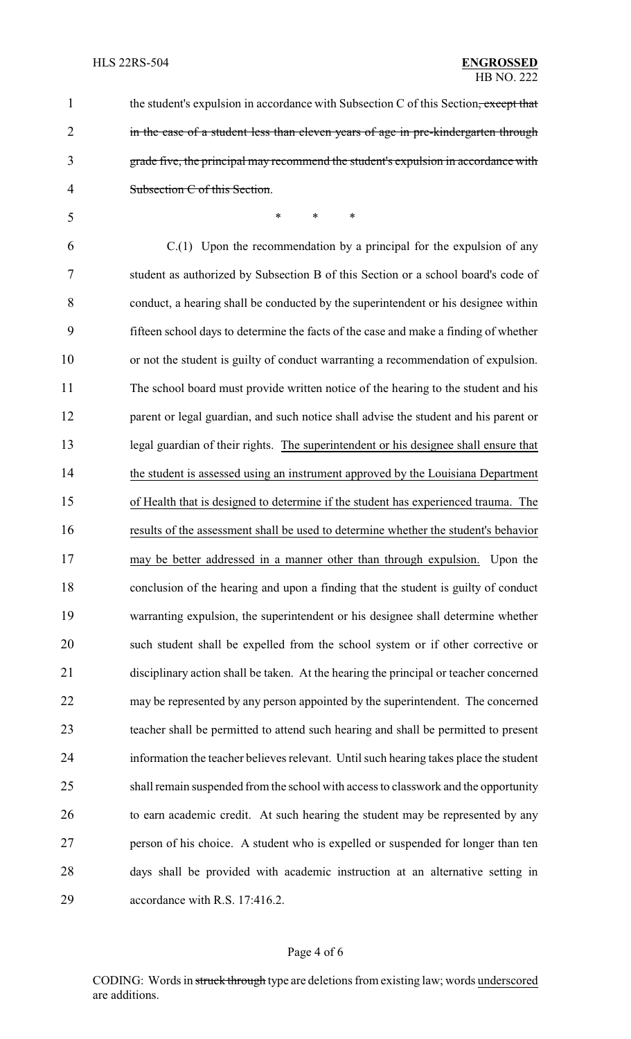the student's expulsion in accordance with Subsection C of this Section~~, except that in the case of a student less than eleven years of age in pre-kindergarten through grade five, the principal may recommend the student's expulsion in accordance with Subsection C of this Section~~.

\* \* \*

C.(1) Upon the recommendation by a principal for the expulsion of any student as authorized by Subsection B of this Section or a school board's code of conduct, a hearing shall be conducted by the superintendent or his designee within fifteen school days to determine the facts of the case and make a finding of whether or not the student is guilty of conduct warranting a recommendation of expulsion. The school board must provide written notice of the hearing to the student and his parent or legal guardian, and such notice shall advise the student and his parent or legal guardian of their rights. <u>The superintendent or his designee shall ensure that the student is assessed using an instrument approved by the Louisiana Department of Health that is designed to determine if the student has experienced trauma. The results of the assessment shall be used to determine whether the student's behavior may be better addressed in a manner other than through expulsion.</u> Upon the conclusion of the hearing and upon a finding that the student is guilty of conduct warranting expulsion, the superintendent or his designee shall determine whether such student shall be expelled from the school system or if other corrective or disciplinary action shall be taken. At the hearing the principal or teacher concerned may be represented by any person appointed by the superintendent. The concerned teacher shall be permitted to attend such hearing and shall be permitted to present information the teacher believes relevant. Until such hearing takes place the student shall remain suspended from the school with access to classwork and the opportunity to earn academic credit. At such hearing the student may be represented by any person of his choice. A student who is expelled or suspended for longer than ten days shall be provided with academic instruction at an alternative setting in accordance with R.S. 17:416.2.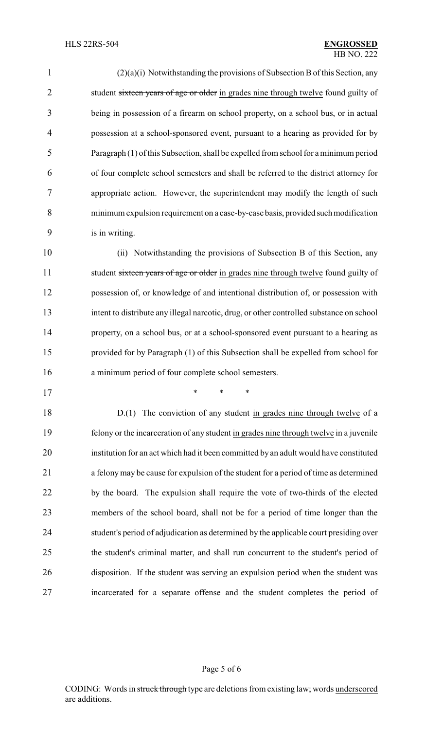(2)(a)(i) Notwithstanding the provisions of Subsection B of this Section, any student ~~sixteen years of age or older~~ in grades nine through twelve found guilty of being in possession of a firearm on school property, on a school bus, or in actual possession at a school-sponsored event, pursuant to a hearing as provided for by Paragraph (1) of this Subsection, shall be expelled from school for a minimum period of four complete school semesters and shall be referred to the district attorney for appropriate action. However, the superintendent may modify the length of such minimum expulsion requirement on a case-by-case basis, provided such modification is in writing.

(ii) Notwithstanding the provisions of Subsection B of this Section, any student ~~sixteen years of age or older~~ in grades nine through twelve found guilty of possession of, or knowledge of and intentional distribution of, or possession with intent to distribute any illegal narcotic, drug, or other controlled substance on school property, on a school bus, or at a school-sponsored event pursuant to a hearing as provided for by Paragraph (1) of this Subsection shall be expelled from school for a minimum period of four complete school semesters.

\* \* \*

D.(1) The conviction of any student in grades nine through twelve of a felony or the incarceration of any student in grades nine through twelve in a juvenile institution for an act which had it been committed by an adult would have constituted a felony may be cause for expulsion of the student for a period of time as determined by the board. The expulsion shall require the vote of two-thirds of the elected members of the school board, shall not be for a period of time longer than the student's period of adjudication as determined by the applicable court presiding over the student's criminal matter, and shall run concurrent to the student's period of disposition. If the student was serving an expulsion period when the student was incarcerated for a separate offense and the student completes the period of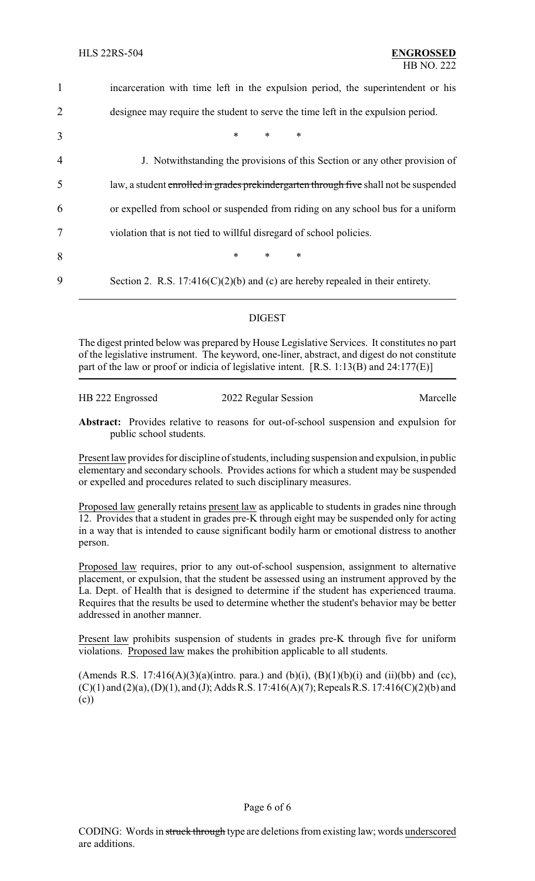incarceration with time left in the expulsion period, the superintendent or his designee may require the student to serve the time left in the expulsion period.

\* \* \*

J. Notwithstanding the provisions of this Section or any other provision of law, a student ~~enrolled in grades prekindergarten through five~~ shall not be suspended or expelled from school or suspended from riding on any school bus for a uniform violation that is not tied to willful disregard of school policies.

\* \* \*

Section 2. R.S. 17:416(C)(2)(b) and (c) are hereby repealed in their entirety.

## DIGEST

The digest printed below was prepared by House Legislative Services. It constitutes no part of the legislative instrument. The keyword, one-liner, abstract, and digest do not constitute part of the law or proof or indicia of legislative intent. [R.S. 1:13(B) and 24:177(E)]

HB 222 Engrossed 2022 Regular Session Marcelle

**Abstract:** Provides relative to reasons for out-of-school suspension and expulsion for public school students.

Present law provides for discipline of students, including suspension and expulsion, in public elementary and secondary schools. Provides actions for which a student may be suspended or expelled and procedures related to such disciplinary measures.

Proposed law generally retains present law as applicable to students in grades nine through 12. Provides that a student in grades pre-K through eight may be suspended only for acting in a way that is intended to cause significant bodily harm or emotional distress to another person.

Proposed law requires, prior to any out-of-school suspension, assignment to alternative placement, or expulsion, that the student be assessed using an instrument approved by the La. Dept. of Health that is designed to determine if the student has experienced trauma. Requires that the results be used to determine whether the student's behavior may be better addressed in another manner.

Present law prohibits suspension of students in grades pre-K through five for uniform violations. Proposed law makes the prohibition applicable to all students.

(Amends R.S. 17:416(A)(3)(a)(intro. para.) and (b)(i), (B)(1)(b)(i) and (ii)(bb) and (cc), (C)(1) and (2)(a), (D)(1), and (J); Adds R.S. 17:416(A)(7); Repeals R.S. 17:416(C)(2)(b) and (c))

CODING: Words in ~~struck through~~ type are deletions from existing law; words underscored are additions.